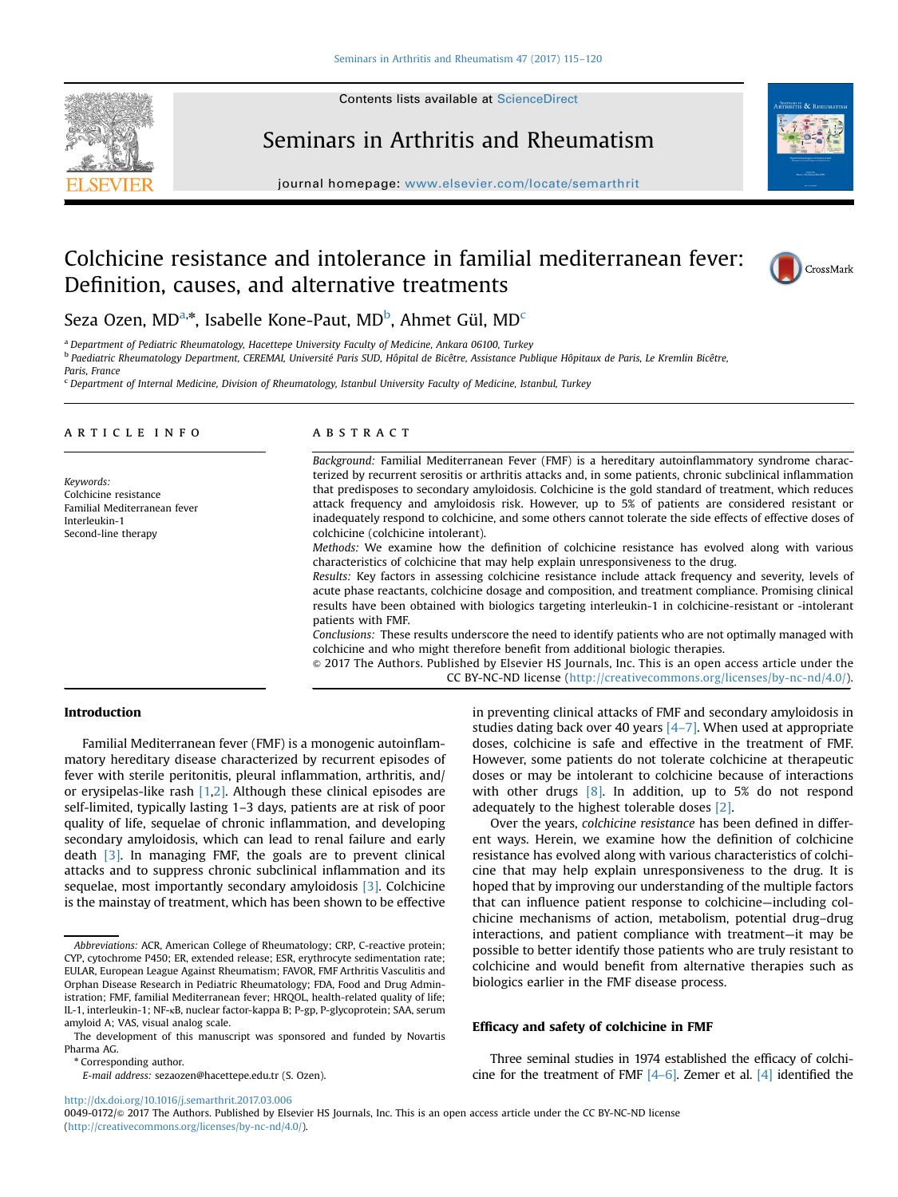# Colchicine resistance and intolerance in familial mediterranean fever: Definition, causes, and alternative treatments

Seza Ozen, MD[a,*], Isabelle Kone-Paut, MD[b], Ahmet Gül, MD[c]

[a] Department of Pediatric Rheumatology, Hacettepe University Faculty of Medicine, Ankara 06100, Turkey
[b] Paediatric Rheumatology Department, CEREMAI, Université Paris SUD, Hôpital de Bicêtre, Assistance Publique Hôpitaux de Paris, Le Kremlin Bicêtre, Paris, France
[c] Department of Internal Medicine, Division of Rheumatology, Istanbul University Faculty of Medicine, Istanbul, Turkey

## ARTICLE INFO

*Keywords:*
Colchicine resistance
Familial Mediterranean fever
Interleukin-1
Second-line therapy

## ABSTRACT

*Background:* Familial Mediterranean Fever (FMF) is a hereditary autoinflammatory syndrome characterized by recurrent serositis or arthritis attacks and, in some patients, chronic subclinical inflammation that predisposes to secondary amyloidosis. Colchicine is the gold standard of treatment, which reduces attack frequency and amyloidosis risk. However, up to 5% of patients are considered resistant or inadequately respond to colchicine, and some others cannot tolerate the side effects of effective doses of colchicine (colchicine intolerant).

*Methods:* We examine how the definition of colchicine resistance has evolved along with various characteristics of colchicine that may help explain unresponsiveness to the drug.

*Results:* Key factors in assessing colchicine resistance include attack frequency and severity, levels of acute phase reactants, colchicine dosage and composition, and treatment compliance. Promising clinical results have been obtained with biologics targeting interleukin-1 in colchicine-resistant or -intolerant patients with FMF.

*Conclusions:* These results underscore the need to identify patients who are not optimally managed with colchicine and who might therefore benefit from additional biologic therapies.

© 2017 The Authors. Published by Elsevier HS Journals, Inc. This is an open access article under the CC BY-NC-ND license (http://creativecommons.org/licenses/by-nc-nd/4.0/).

## Introduction

Familial Mediterranean fever (FMF) is a monogenic autoinflammatory hereditary disease characterized by recurrent episodes of fever with sterile peritonitis, pleural inflammation, arthritis, and/or erysipelas-like rash [1,2]. Although these clinical episodes are self-limited, typically lasting 1–3 days, patients are at risk of poor quality of life, sequelae of chronic inflammation, and developing secondary amyloidosis, which can lead to renal failure and early death [3]. In managing FMF, the goals are to prevent clinical attacks and to suppress chronic subclinical inflammation and its sequelae, most importantly secondary amyloidosis [3]. Colchicine is the mainstay of treatment, which has been shown to be effective in preventing clinical attacks of FMF and secondary amyloidosis in studies dating back over 40 years [4–7]. When used at appropriate doses, colchicine is safe and effective in the treatment of FMF. However, some patients do not tolerate colchicine at therapeutic doses or may be intolerant to colchicine because of interactions with other drugs [8]. In addition, up to 5% do not respond adequately to the highest tolerable doses [2].

Over the years, *colchicine resistance* has been defined in different ways. Herein, we examine how the definition of colchicine resistance has evolved along with various characteristics of colchicine that may help explain unresponsiveness to the drug. It is hoped that by improving our understanding of the multiple factors that can influence patient response to colchicine—including colchicine mechanisms of action, metabolism, potential drug–drug interactions, and patient compliance with treatment—it may be possible to better identify those patients who are truly resistant to colchicine and would benefit from alternative therapies such as biologics earlier in the FMF disease process.

## Efficacy and safety of colchicine in FMF

Three seminal studies in 1974 established the efficacy of colchicine for the treatment of FMF [4–6]. Zemer et al. [4] identified the

---

*Abbreviations:* ACR, American College of Rheumatology; CRP, C-reactive protein; CYP, cytochrome P450; ER, extended release; ESR, erythrocyte sedimentation rate; EULAR, European League Against Rheumatism; FAVOR, FMF Arthritis Vasculitis and Orphan Disease Research in Pediatric Rheumatology; FDA, Food and Drug Administration; FMF, familial Mediterranean fever; HRQOL, health-related quality of life; IL-1, interleukin-1; NF-κB, nuclear factor-kappa B; P-gp, P-glycoprotein; SAA, serum amyloid A; VAS, visual analog scale.

The development of this manuscript was sponsored and funded by Novartis Pharma AG.

\* Corresponding author.
*E-mail address:* sezaozen@hacettepe.edu.tr (S. Ozen).

http://dx.doi.org/10.1016/j.semarthrit.2017.03.006
0049-0172/© 2017 The Authors. Published by Elsevier HS Journals, Inc. This is an open access article under the CC BY-NC-ND license (http://creativecommons.org/licenses/by-nc-nd/4.0/).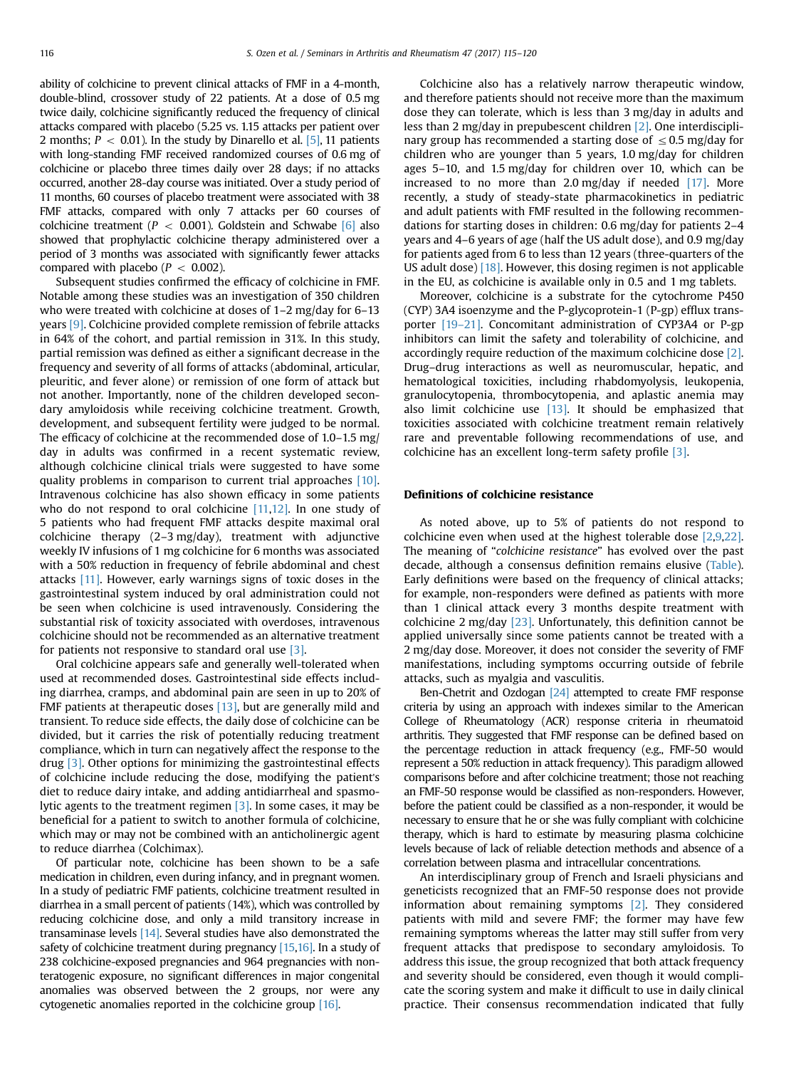ability of colchicine to prevent clinical attacks of FMF in a 4-month, double-blind, crossover study of 22 patients. At a dose of 0.5 mg twice daily, colchicine significantly reduced the frequency of clinical attacks compared with placebo (5.25 vs. 1.15 attacks per patient over 2 months; $P < 0.01$). In the study by Dinarello et al. [5], 11 patients with long-standing FMF received randomized courses of 0.6 mg of colchicine or placebo three times daily over 28 days; if no attacks occurred, another 28-day course was initiated. Over a study period of 11 months, 60 courses of placebo treatment were associated with 38 FMF attacks, compared with only 7 attacks per 60 courses of colchicine treatment ($P < 0.001$). Goldstein and Schwabe [6] also showed that prophylactic colchicine therapy administered over a period of 3 months was associated with significantly fewer attacks compared with placebo ($P < 0.002$).

Subsequent studies confirmed the efficacy of colchicine in FMF. Notable among these studies was an investigation of 350 children who were treated with colchicine at doses of 1–2 mg/day for 6–13 years [9]. Colchicine provided complete remission of febrile attacks in 64% of the cohort, and partial remission in 31%. In this study, partial remission was defined as either a significant decrease in the frequency and severity of all forms of attacks (abdominal, articular, pleuritic, and fever alone) or remission of one form of attack but not another. Importantly, none of the children developed secondary amyloidosis while receiving colchicine treatment. Growth, development, and subsequent fertility were judged to be normal. The efficacy of colchicine at the recommended dose of 1.0–1.5 mg/day in adults was confirmed in a recent systematic review, although colchicine clinical trials were suggested to have some quality problems in comparison to current trial approaches [10]. Intravenous colchicine has also shown efficacy in some patients who do not respond to oral colchicine [11,12]. In one study of 5 patients who had frequent FMF attacks despite maximal oral colchicine therapy (2–3 mg/day), treatment with adjunctive weekly IV infusions of 1 mg colchicine for 6 months was associated with a 50% reduction in frequency of febrile abdominal and chest attacks [11]. However, early warnings signs of toxic doses in the gastrointestinal system induced by oral administration could not be seen when colchicine is used intravenously. Considering the substantial risk of toxicity associated with overdoses, intravenous colchicine should not be recommended as an alternative treatment for patients not responsive to standard oral use [3].

Oral colchicine appears safe and generally well-tolerated when used at recommended doses. Gastrointestinal side effects including diarrhea, cramps, and abdominal pain are seen in up to 20% of FMF patients at therapeutic doses [13], but are generally mild and transient. To reduce side effects, the daily dose of colchicine can be divided, but it carries the risk of potentially reducing treatment compliance, which in turn can negatively affect the response to the drug [3]. Other options for minimizing the gastrointestinal effects of colchicine include reducing the dose, modifying the patient's diet to reduce dairy intake, and adding antidiarrheal and spasmolytic agents to the treatment regimen [3]. In some cases, it may be beneficial for a patient to switch to another formula of colchicine, which may or may not be combined with an anticholinergic agent to reduce diarrhea (Colchimax).

Of particular note, colchicine has been shown to be a safe medication in children, even during infancy, and in pregnant women. In a study of pediatric FMF patients, colchicine treatment resulted in diarrhea in a small percent of patients (14%), which was controlled by reducing colchicine dose, and only a mild transitory increase in transaminase levels [14]. Several studies have also demonstrated the safety of colchicine treatment during pregnancy [15,16]. In a study of 238 colchicine-exposed pregnancies and 964 pregnancies with non-teratogenic exposure, no significant differences in major congenital anomalies was observed between the 2 groups, nor were any cytogenetic anomalies reported in the colchicine group [16].

Colchicine also has a relatively narrow therapeutic window, and therefore patients should not receive more than the maximum dose they can tolerate, which is less than 3 mg/day in adults and less than 2 mg/day in prepubescent children [2]. One interdisciplinary group has recommended a starting dose of $\leq 0.5$ mg/day for children who are younger than 5 years, 1.0 mg/day for children ages 5–10, and 1.5 mg/day for children over 10, which can be increased to no more than 2.0 mg/day if needed [17]. More recently, a study of steady-state pharmacokinetics in pediatric and adult patients with FMF resulted in the following recommendations for starting doses in children: 0.6 mg/day for patients 2–4 years and 4–6 years of age (half the US adult dose), and 0.9 mg/day for patients aged from 6 to less than 12 years (three-quarters of the US adult dose) [18]. However, this dosing regimen is not applicable in the EU, as colchicine is available only in 0.5 and 1 mg tablets.

Moreover, colchicine is a substrate for the cytochrome P450 (CYP) 3A4 isoenzyme and the P-glycoprotein-1 (P-gp) efflux transporter [19–21]. Concomitant administration of CYP3A4 or P-gp inhibitors can limit the safety and tolerability of colchicine, and accordingly require reduction of the maximum colchicine dose [2]. Drug–drug interactions as well as neuromuscular, hepatic, and hematological toxicities, including rhabdomyolysis, leukopenia, granulocytopenia, thrombocytopenia, and aplastic anemia may also limit colchicine use [13]. It should be emphasized that toxicities associated with colchicine treatment remain relatively rare and preventable following recommendations of use, and colchicine has an excellent long-term safety profile [3].

## Definitions of colchicine resistance

As noted above, up to 5% of patients do not respond to colchicine even when used at the highest tolerable dose [2,9,22]. The meaning of "*colchicine resistance*" has evolved over the past decade, although a consensus definition remains elusive (Table). Early definitions were based on the frequency of clinical attacks; for example, non-responders were defined as patients with more than 1 clinical attack every 3 months despite treatment with colchicine 2 mg/day [23]. Unfortunately, this definition cannot be applied universally since some patients cannot be treated with a 2 mg/day dose. Moreover, it does not consider the severity of FMF manifestations, including symptoms occurring outside of febrile attacks, such as myalgia and vasculitis.

Ben-Chetrit and Ozdogan [24] attempted to create FMF response criteria by using an approach with indexes similar to the American College of Rheumatology (ACR) response criteria in rheumatoid arthritis. They suggested that FMF response can be defined based on the percentage reduction in attack frequency (e.g., FMF-50 would represent a 50% reduction in attack frequency). This paradigm allowed comparisons before and after colchicine treatment; those not reaching an FMF-50 response would be classified as non-responders. However, before the patient could be classified as a non-responder, it would be necessary to ensure that he or she was fully compliant with colchicine therapy, which is hard to estimate by measuring plasma colchicine levels because of lack of reliable detection methods and absence of a correlation between plasma and intracellular concentrations.

An interdisciplinary group of French and Israeli physicians and geneticists recognized that an FMF-50 response does not provide information about remaining symptoms [2]. They considered patients with mild and severe FMF; the former may have few remaining symptoms whereas the latter may still suffer from very frequent attacks that predispose to secondary amyloidosis. To address this issue, the group recognized that both attack frequency and severity should be considered, even though it would complicate the scoring system and make it difficult to use in daily clinical practice. Their consensus recommendation indicated that fully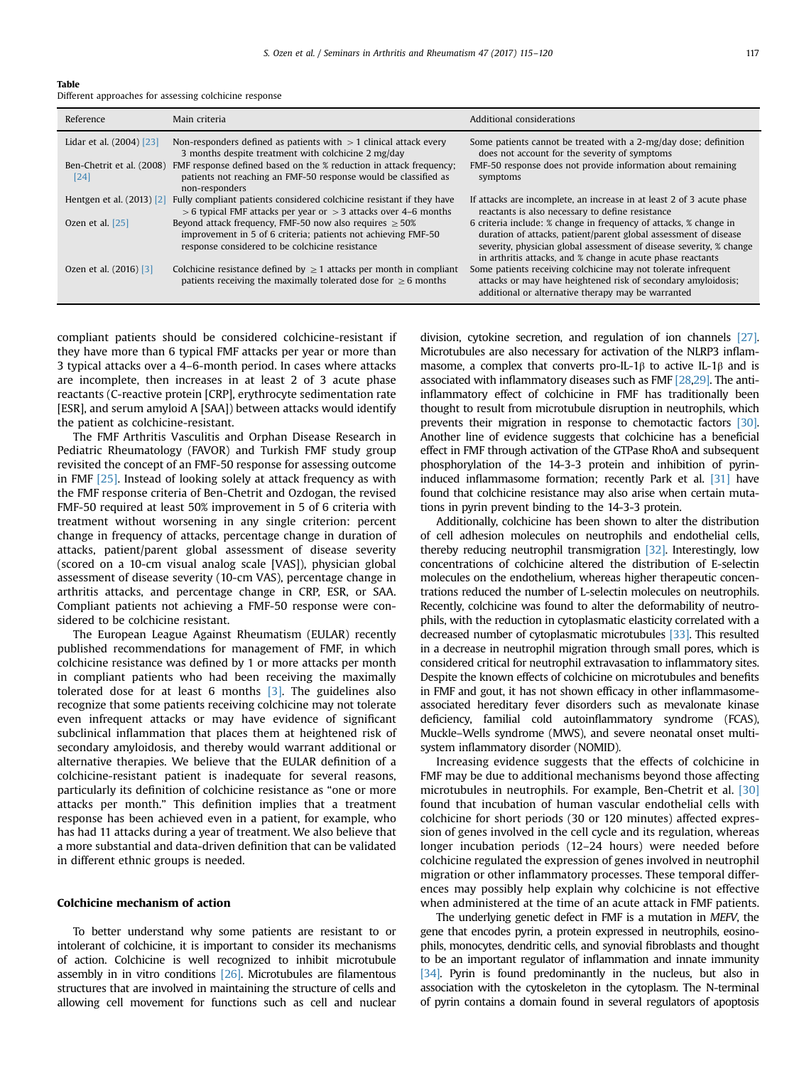**Table**
Different approaches for assessing colchicine response

| Reference | Main criteria | Additional considerations |
|---|---|---|
| Lidar et al. (2004) [23] | Non-responders defined as patients with > 1 clinical attack every 3 months despite treatment with colchicine 2 mg/day | Some patients cannot be treated with a 2-mg/day dose; definition does not account for the severity of symptoms |
| Ben-Chetrit et al. (2008) [24] | FMF response defined based on the % reduction in attack frequency; patients not reaching an FMF-50 response would be classified as non-responders | FMF-50 response does not provide information about remaining symptoms |
| Hentgen et al. (2013) [2] | Fully compliant patients considered colchicine resistant if they have > 6 typical FMF attacks per year or > 3 attacks over 4–6 months | If attacks are incomplete, an increase in at least 2 of 3 acute phase reactants is also necessary to define resistance |
| Ozen et al. [25] | Beyond attack frequency, FMF-50 now also requires ≥50% improvement in 5 of 6 criteria; patients not achieving FMF-50 response considered to be colchicine resistance | 6 criteria include: % change in frequency of attacks, % change in duration of attacks, patient/parent global assessment of disease severity, physician global assessment of disease severity, % change in arthritis attacks, and % change in acute phase reactants |
| Ozen et al. (2016) [3] | Colchicine resistance defined by ≥ 1 attacks per month in compliant patients receiving the maximally tolerated dose for ≥ 6 months | Some patients receiving colchicine may not tolerate infrequent attacks or may have heightened risk of secondary amyloidosis; additional or alternative therapy may be warranted |

compliant patients should be considered colchicine-resistant if they have more than 6 typical FMF attacks per year or more than 3 typical attacks over a 4–6-month period. In cases where attacks are incomplete, then increases in at least 2 of 3 acute phase reactants (C-reactive protein [CRP], erythrocyte sedimentation rate [ESR], and serum amyloid A [SAA]) between attacks would identify the patient as colchicine-resistant.

The FMF Arthritis Vasculitis and Orphan Disease Research in Pediatric Rheumatology (FAVOR) and Turkish FMF study group revisited the concept of an FMF-50 response for assessing outcome in FMF [25]. Instead of looking solely at attack frequency as with the FMF response criteria of Ben-Chetrit and Ozdogan, the revised FMF-50 required at least 50% improvement in 5 of 6 criteria with treatment without worsening in any single criterion: percent change in frequency of attacks, percentage change in duration of attacks, patient/parent global assessment of disease severity (scored on a 10-cm visual analog scale [VAS]), physician global assessment of disease severity (10-cm VAS), percentage change in arthritis attacks, and percentage change in CRP, ESR, or SAA. Compliant patients not achieving a FMF-50 response were considered to be colchicine resistant.

The European League Against Rheumatism (EULAR) recently published recommendations for management of FMF, in which colchicine resistance was defined by 1 or more attacks per month in compliant patients who had been receiving the maximally tolerated dose for at least 6 months [3]. The guidelines also recognize that some patients receiving colchicine may not tolerate even infrequent attacks or may have evidence of significant subclinical inflammation that places them at heightened risk of secondary amyloidosis, and thereby would warrant additional or alternative therapies. We believe that the EULAR definition of a colchicine-resistant patient is inadequate for several reasons, particularly its definition of colchicine resistance as "one or more attacks per month." This definition implies that a treatment response has been achieved even in a patient, for example, who has had 11 attacks during a year of treatment. We also believe that a more substantial and data-driven definition that can be validated in different ethnic groups is needed.

## Colchicine mechanism of action

To better understand why some patients are resistant to or intolerant of colchicine, it is important to consider its mechanisms of action. Colchicine is well recognized to inhibit microtubule assembly in in vitro conditions [26]. Microtubules are filamentous structures that are involved in maintaining the structure of cells and allowing cell movement for functions such as cell and nuclear division, cytokine secretion, and regulation of ion channels [27]. Microtubules are also necessary for activation of the NLRP3 inflammasome, a complex that converts pro-IL-1β to active IL-1β and is associated with inflammatory diseases such as FMF [28,29]. The anti-inflammatory effect of colchicine in FMF has traditionally been thought to result from microtubule disruption in neutrophils, which prevents their migration in response to chemotactic factors [30]. Another line of evidence suggests that colchicine has a beneficial effect in FMF through activation of the GTPase RhoA and subsequent phosphorylation of the 14-3-3 protein and inhibition of pyrin-induced inflammasome formation; recently Park et al. [31] have found that colchicine resistance may also arise when certain mutations in pyrin prevent binding to the 14-3-3 protein.

Additionally, colchicine has been shown to alter the distribution of cell adhesion molecules on neutrophils and endothelial cells, thereby reducing neutrophil transmigration [32]. Interestingly, low concentrations of colchicine altered the distribution of E-selectin molecules on the endothelium, whereas higher therapeutic concentrations reduced the number of L-selectin molecules on neutrophils. Recently, colchicine was found to alter the deformability of neutrophils, with the reduction in cytoplasmatic elasticity correlated with a decreased number of cytoplasmic microtubules [33]. This resulted in a decrease in neutrophil migration through small pores, which is considered critical for neutrophil extravasation to inflammatory sites. Despite the known effects of colchicine on microtubules and benefits in FMF and gout, it has not shown efficacy in other inflammasome-associated hereditary fever disorders such as mevalonate kinase deficiency, familial cold autoinflammatory syndrome (FCAS), Muckle–Wells syndrome (MWS), and severe neonatal onset multi-system inflammatory disorder (NOMID).

Increasing evidence suggests that the effects of colchicine in FMF may be due to additional mechanisms beyond those affecting microtubules in neutrophils. For example, Ben-Chetrit et al. [30] found that incubation of human vascular endothelial cells with colchicine for short periods (30 or 120 minutes) affected expression of genes involved in the cell cycle and its regulation, whereas longer incubation periods (12–24 hours) were needed before colchicine regulated the expression of genes involved in neutrophil migration or other inflammatory processes. These temporal differences may possibly help explain why colchicine is not effective when administered at the time of an acute attack in FMF patients.

The underlying genetic defect in FMF is a mutation in *MEFV*, the gene that encodes pyrin, a protein expressed in neutrophils, eosinophils, monocytes, dendritic cells, and synovial fibroblasts and thought to be an important regulator of inflammation and innate immunity [34]. Pyrin is found predominantly in the nucleus, but also in association with the cytoskeleton in the cytoplasm. The N-terminal of pyrin contains a domain found in several regulators of apoptosis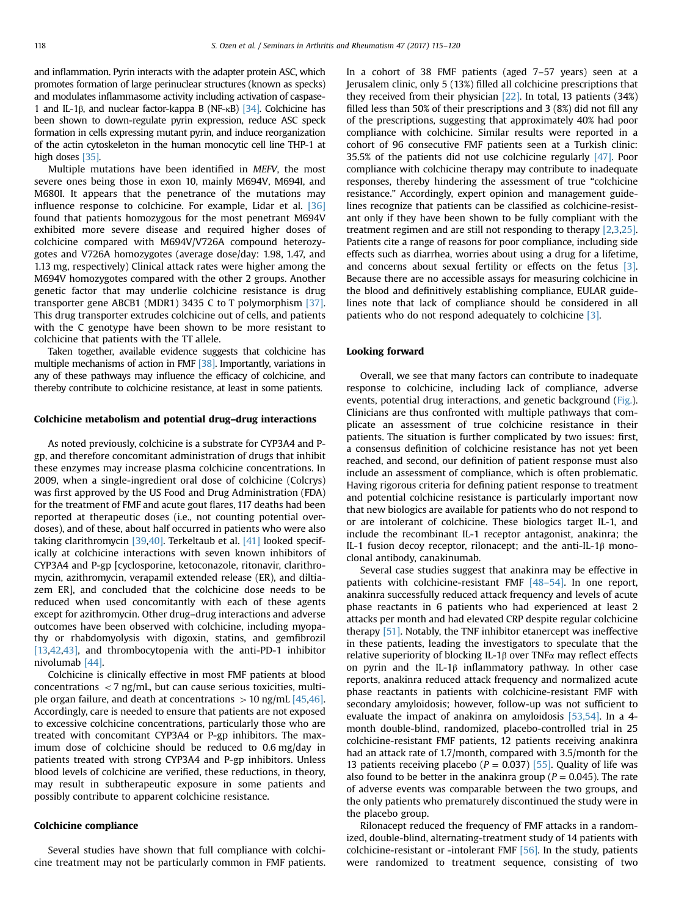and inflammation. Pyrin interacts with the adapter protein ASC, which promotes formation of large perinuclear structures (known as specks) and modulates inflammasome activity including activation of caspase-1 and IL-1β, and nuclear factor-kappa B (NF-κB) [34]. Colchicine has been shown to down-regulate pyrin expression, reduce ASC speck formation in cells expressing mutant pyrin, and induce reorganization of the actin cytoskeleton in the human monocytic cell line THP-1 at high doses [35].

Multiple mutations have been identified in *MEFV*, the most severe ones being those in exon 10, mainly M694V, M694I, and M680I. It appears that the penetrance of the mutations may influence response to colchicine. For example, Lidar et al. [36] found that patients homozygous for the most penetrant M694V exhibited more severe disease and required higher doses of colchicine compared with M694V/V726A compound heterozygotes and V726A homozygotes (average dose/day: 1.98, 1.47, and 1.13 mg, respectively) Clinical attack rates were higher among the M694V homozygotes compared with the other 2 groups. Another genetic factor that may underlie colchicine resistance is drug transporter gene ABCB1 (MDR1) 3435 C to T polymorphism [37]. This drug transporter extrudes colchicine out of cells, and patients with the C genotype have been shown to be more resistant to colchicine that patients with the TT allele.

Taken together, available evidence suggests that colchicine has multiple mechanisms of action in FMF [38]. Importantly, variations in any of these pathways may influence the efficacy of colchicine, and thereby contribute to colchicine resistance, at least in some patients.

### Colchicine metabolism and potential drug–drug interactions

As noted previously, colchicine is a substrate for CYP3A4 and P-gp, and therefore concomitant administration of drugs that inhibit these enzymes may increase plasma colchicine concentrations. In 2009, when a single-ingredient oral dose of colchicine (Colcrys) was first approved by the US Food and Drug Administration (FDA) for the treatment of FMF and acute gout flares, 117 deaths had been reported at therapeutic doses (i.e., not counting potential overdoses), and of these, about half occurred in patients who were also taking clarithromycin [39,40]. Terkeltaub et al. [41] looked specifically at colchicine interactions with seven known inhibitors of CYP3A4 and P-gp [cyclosporine, ketoconazole, ritonavir, clarithromycin, azithromycin, verapamil extended release (ER), and diltiazem ER], and concluded that the colchicine dose needs to be reduced when used concomitantly with each of these agents except for azithromycin. Other drug–drug interactions and adverse outcomes have been observed with colchicine, including myopathy or rhabdomyolysis with digoxin, statins, and gemfibrozil [13,42,43], and thrombocytopenia with the anti-PD-1 inhibitor nivolumab [44].

Colchicine is clinically effective in most FMF patients at blood concentrations $< 7$ ng/mL, but can cause serious toxicities, multiple organ failure, and death at concentrations $> 10$ ng/mL [45,46]. Accordingly, care is needed to ensure that patients are not exposed to excessive colchicine concentrations, particularly those who are treated with concomitant CYP3A4 or P-gp inhibitors. The maximum dose of colchicine should be reduced to 0.6 mg/day in patients treated with strong CYP3A4 and P-gp inhibitors. Unless blood levels of colchicine are verified, these reductions, in theory, may result in subtherapeutic exposure in some patients and possibly contribute to apparent colchicine resistance.

### Colchicine compliance

Several studies have shown that full compliance with colchicine treatment may not be particularly common in FMF patients. In a cohort of 38 FMF patients (aged 7–57 years) seen at a Jerusalem clinic, only 5 (13%) filled all colchicine prescriptions that they received from their physician [22]. In total, 13 patients (34%) filled less than 50% of their prescriptions and 3 (8%) did not fill any of the prescriptions, suggesting that approximately 40% had poor compliance with colchicine. Similar results were reported in a cohort of 96 consecutive FMF patients seen at a Turkish clinic: 35.5% of the patients did not use colchicine regularly [47]. Poor compliance with colchicine therapy may contribute to inadequate responses, thereby hindering the assessment of true "colchicine resistance." Accordingly, expert opinion and management guidelines recognize that patients can be classified as colchicine-resistant only if they have been shown to be fully compliant with the treatment regimen and are still not responding to therapy [2,3,25]. Patients cite a range of reasons for poor compliance, including side effects such as diarrhea, worries about using a drug for a lifetime, and concerns about sexual fertility or effects on the fetus [3]. Because there are no accessible assays for measuring colchicine in the blood and definitively establishing compliance, EULAR guidelines note that lack of compliance should be considered in all patients who do not respond adequately to colchicine [3].

### Looking forward

Overall, we see that many factors can contribute to inadequate response to colchicine, including lack of compliance, adverse events, potential drug interactions, and genetic background (Fig.). Clinicians are thus confronted with multiple pathways that complicate an assessment of true colchicine resistance in their patients. The situation is further complicated by two issues: first, a consensus definition of colchicine resistance has not yet been reached, and second, our definition of patient response must also include an assessment of compliance, which is often problematic. Having rigorous criteria for defining patient response to treatment and potential colchicine resistance is particularly important now that new biologics are available for patients who do not respond to or are intolerant of colchicine. These biologics target IL-1, and include the recombinant IL-1 receptor antagonist, anakinra; the IL-1 fusion decoy receptor, rilonacept; and the anti-IL-1β monoclonal antibody, canakinumab.

Several case studies suggest that anakinra may be effective in patients with colchicine-resistant FMF [48–54]. In one report, anakinra successfully reduced attack frequency and levels of acute phase reactants in 6 patients who had experienced at least 2 attacks per month and had elevated CRP despite regular colchicine therapy [51]. Notably, the TNF inhibitor etanercept was ineffective in these patients, leading the investigators to speculate that the relative superiority of blocking IL-1β over TNFα may reflect effects on pyrin and the IL-1β inflammatory pathway. In other case reports, anakinra reduced attack frequency and normalized acute phase reactants in patients with colchicine-resistant FMF with secondary amyloidosis; however, follow-up was not sufficient to evaluate the impact of anakinra on amyloidosis [53,54]. In a 4-month double-blind, randomized, placebo-controlled trial in 25 colchicine-resistant FMF patients, 12 patients receiving anakinra had an attack rate of 1.7/month, compared with 3.5/month for the 13 patients receiving placebo ($P = 0.037$) [55]. Quality of life was also found to be better in the anakinra group ($P = 0.045$). The rate of adverse events was comparable between the two groups, and the only patients who prematurely discontinued the study were in the placebo group.

Rilonacept reduced the frequency of FMF attacks in a randomized, double-blind, alternating-treatment study of 14 patients with colchicine-resistant or -intolerant FMF [56]. In the study, patients were randomized to treatment sequence, consisting of two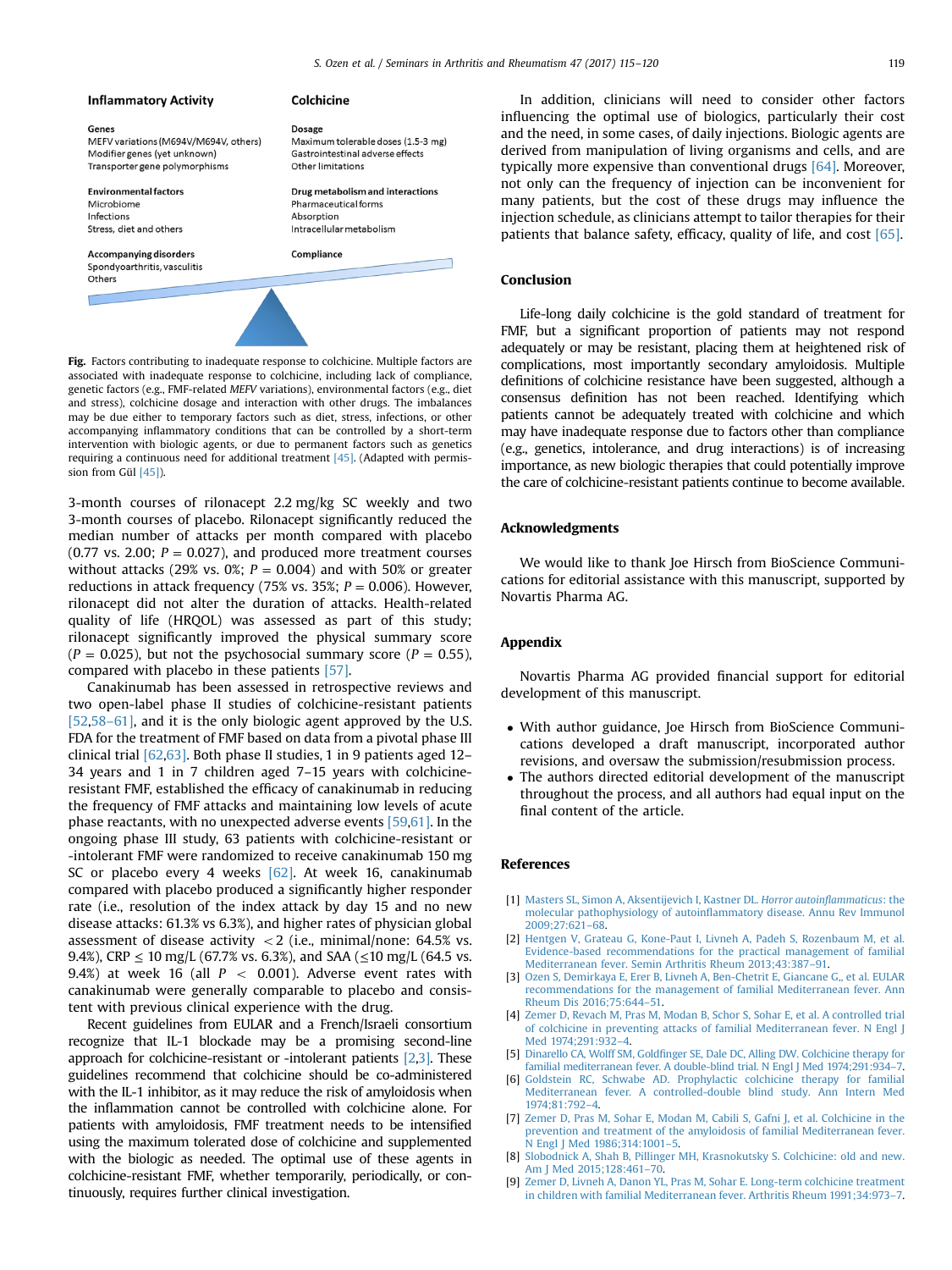**Inflammatory Activity**

**Genes**
MEFV variations (M694V/M694V, others)
Modifier genes (yet unknown)
Transporter gene polymorphisms

**Environmental factors**
Microbiome
Infections
Stress, diet and others

**Accompanying disorders**
Spondyoarthritis, vasculitis
Others

**Colchicine**

**Dosage**
Maximum tolerable doses (1.5-3 mg)
Gastrointestinal adverse effects
Other limitations

**Drug metabolism and interactions**
Pharmaceutical forms
Absorption
Intracellular metabolism

**Compliance**

**Fig.** Factors contributing to inadequate response to colchicine. Multiple factors are associated with inadequate response to colchicine, including lack of compliance, genetic factors (e.g., FMF-related *MEFV* variations), environmental factors (e.g., diet and stress), colchicine dosage and interaction with other drugs. The imbalances may be due either to temporary factors such as diet, stress, infections, or other accompanying inflammatory conditions that can be controlled by a short-term intervention with biologic agents, or due to permanent factors such as genetics requiring a continuous need for additional treatment [45]. (Adapted with permission from Gül [45]).

3-month courses of rilonacept 2.2 mg/kg SC weekly and two 3-month courses of placebo. Rilonacept significantly reduced the median number of attacks per month compared with placebo (0.77 vs. 2.00; $P = 0.027$), and produced more treatment courses without attacks (29% vs. 0%; $P = 0.004$) and with 50% or greater reductions in attack frequency (75% vs. 35%; $P = 0.006$). However, rilonacept did not alter the duration of attacks. Health-related quality of life (HRQOL) was assessed as part of this study; rilonacept significantly improved the physical summary score ($P = 0.025$), but not the psychosocial summary score ($P = 0.55$), compared with placebo in these patients [57].

Canakinumab has been assessed in retrospective reviews and two open-label phase II studies of colchicine-resistant patients [52,58–61], and it is the only biologic agent approved by the U.S. FDA for the treatment of FMF based on data from a pivotal phase III clinical trial [62,63]. Both phase II studies, 1 in 9 patients aged 12–34 years and 1 in 7 children aged 7–15 years with colchicine-resistant FMF, established the efficacy of canakinumab in reducing the frequency of FMF attacks and maintaining low levels of acute phase reactants, with no unexpected adverse events [59,61]. In the ongoing phase III study, 63 patients with colchicine-resistant or -intolerant FMF were randomized to receive canakinumab 150 mg SC or placebo every 4 weeks [62]. At week 16, canakinumab compared with placebo produced a significantly higher responder rate (i.e., resolution of the index attack by day 15 and no new disease attacks: 61.3% vs 6.3%), and higher rates of physician global assessment of disease activity $< 2$ (i.e., minimal/none: 64.5% vs. 9.4%), CRP $\leq 10$ mg/L (67.7% vs. 6.3%), and SAA ($\leq 10$ mg/L (64.5 vs. 9.4%) at week 16 (all $P < 0.001$). Adverse event rates with canakinumab were generally comparable to placebo and consistent with previous clinical experience with the drug.

Recent guidelines from EULAR and a French/Israeli consortium recognize that IL-1 blockade may be a promising second-line approach for colchicine-resistant or -intolerant patients [2,3]. These guidelines recommend that colchicine should be co-administered with the IL-1 inhibitor, as it may reduce the risk of amyloidosis when the inflammation cannot be controlled with colchicine alone. For patients with amyloidosis, FMF treatment needs to be intensified using the maximum tolerated dose of colchicine and supplemented with the biologic as needed. The optimal use of these agents in colchicine-resistant FMF, whether temporarily, periodically, or continuously, requires further clinical investigation.

In addition, clinicians will need to consider other factors influencing the optimal use of biologics, particularly their cost and the need, in some cases, of daily injections. Biologic agents are derived from manipulation of living organisms and cells, and are typically more expensive than conventional drugs [64]. Moreover, not only can the frequency of injection can be inconvenient for many patients, but the cost of these drugs may influence the injection schedule, as clinicians attempt to tailor therapies for their patients that balance safety, efficacy, quality of life, and cost [65].

## Conclusion

Life-long daily colchicine is the gold standard of treatment for FMF, but a significant proportion of patients may not respond adequately or may be resistant, placing them at heightened risk of complications, most importantly secondary amyloidosis. Multiple definitions of colchicine resistance have been suggested, although a consensus definition has not been reached. Identifying which patients cannot be adequately treated with colchicine and which may have inadequate response due to factors other than compliance (e.g., genetics, intolerance, and drug interactions) is of increasing importance, as new biologic therapies that could potentially improve the care of colchicine-resistant patients continue to become available.

## Acknowledgments

We would like to thank Joe Hirsch from BioScience Communications for editorial assistance with this manuscript, supported by Novartis Pharma AG.

## Appendix

Novartis Pharma AG provided financial support for editorial development of this manuscript.

- With author guidance, Joe Hirsch from BioScience Communications developed a draft manuscript, incorporated author revisions, and oversaw the submission/resubmission process.
- The authors directed editorial development of the manuscript throughout the process, and all authors had equal input on the final content of the article.

## References

[1] Masters SL, Simon A, Aksentijevich I, Kastner DL. *Horror autoinflammaticus*: the molecular pathophysiology of autoinflammatory disease. Annu Rev Immunol 2009;27:621–68.

[2] Hentgen V, Grateau G, Kone-Paut I, Livneh A, Padeh S, Rozenbaum M, et al. Evidence-based recommendations for the practical management of familial Mediterranean fever. Semin Arthritis Rheum 2013;43:387–91.

[3] Ozen S, Demirkaya E, Erer B, Livneh A, Ben-Chetrit E, Giancane G,, et al. EULAR recommendations for the management of familial Mediterranean fever. Ann Rheum Dis 2016;75:644–51.

[4] Zemer D, Revach M, Pras M, Modan B, Schor S, Sohar E, et al. A controlled trial of colchicine in preventing attacks of familial Mediterranean fever. N Engl J Med 1974;291:932–4.

[5] Dinarello CA, Wolff SM, Goldfinger SE, Dale DC, Alling DW. Colchicine therapy for familial mediterranean fever. A double-blind trial. N Engl J Med 1974;291:934–7.

[6] Goldstein RC, Schwabe AD. Prophylactic colchicine therapy for familial Mediterranean fever. A controlled-double blind study. Ann Intern Med 1974;81:792–4.

[7] Zemer D, Pras M, Sohar E, Modan M, Cabili S, Gafni J, et al. Colchicine in the prevention and treatment of the amyloidosis of familial Mediterranean fever. N Engl J Med 1986;314:1001–5.

[8] Slobodnick A, Shah B, Pillinger MH, Krasnokutsky S. Colchicine: old and new. Am J Med 2015;128:461–70.

[9] Zemer D, Livneh A, Danon YL, Pras M, Sohar E. Long-term colchicine treatment in children with familial Mediterranean fever. Arthritis Rheum 1991;34:973–7.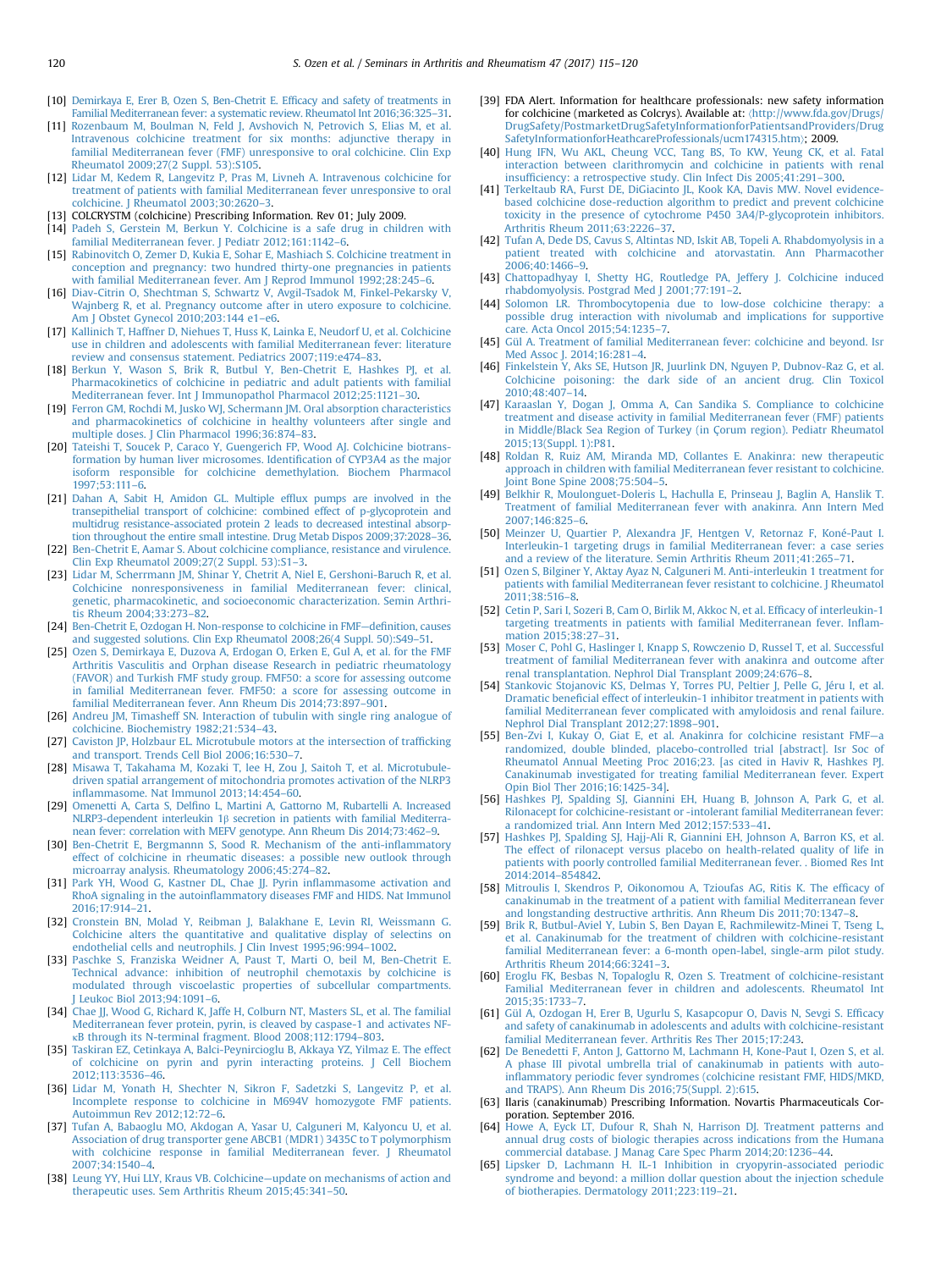[10] Demirkaya E, Erer B, Ozen S, Ben-Chetrit E. Efficacy and safety of treatments in Familial Mediterranean fever: a systematic review. Rheumatol Int 2016;36:325–31.

[11] Rozenbaum M, Boulman N, Feld J, Avshovich N, Petrovich S, Elias M, et al. Intravenous colchicine treatment for six months: adjunctive therapy in familial Mediterranean fever (FMF) unresponsive to oral colchicine. Clin Exp Rheumatol 2009;27(2 Suppl. 53):S105.

[12] Lidar M, Kedem R, Langevitz P, Pras M, Livneh A. Intravenous colchicine for treatment of patients with familial Mediterranean fever unresponsive to oral colchicine. J Rheumatol 2003;30:2620–3.

[13] COLCRYSTM (colchicine) Prescribing Information. Rev 01; July 2009.

[14] Padeh S, Gerstein M, Berkun Y. Colchicine is a safe drug in children with familial Mediterranean fever. J Pediatr 2012;161:1142–6.

[15] Rabinovitch O, Zemer D, Kukia E, Sohar E, Mashiach S. Colchicine treatment in conception and pregnancy: two hundred thirty-one pregnancies in patients with familial Mediterranean fever. Am J Reprod Immunol 1992;28:245–6.

[16] Diav-Citrin O, Shechtman S, Schwartz V, Avgil-Tsadok M, Finkel-Pekarsky V, Wajnberg R, et al. Pregnancy outcome after in utero exposure to colchicine. Am J Obstet Gynecol 2010;203:144 e1–e6.

[17] Kallinich T, Haffner D, Niehues T, Huss K, Lainka E, Neudorf U, et al. Colchicine use in children and adolescents with familial Mediterranean fever: literature review and consensus statement. Pediatrics 2007;119:e474–83.

[18] Berkun Y, Wason S, Brik R, Butbul Y, Ben-Chetrit E, Hashkes PJ, et al. Pharmacokinetics of colchicine in pediatric and adult patients with familial Mediterranean fever. Int J Immunopathol Pharmacol 2012;25:1121–30.

[19] Ferron GM, Rochdi M, Jusko WJ, Schermann JM. Oral absorption characteristics and pharmacokinetics of colchicine in healthy volunteers after single and multiple doses. J Clin Pharmacol 1996;36:874–83.

[20] Tateishi T, Soucek P, Caraco Y, Guengerich FP, Wood AJ. Colchicine biotransformation by human liver microsomes. Identification of CYP3A4 as the major isoform responsible for colchicine demethylation. Biochem Pharmacol 1997;53:111–6.

[21] Dahan A, Sabit H, Amidon GL. Multiple efflux pumps are involved in the transepithelial transport of colchicine: combined effect of p-glycoprotein and multidrug resistance-associated protein 2 leads to decreased intestinal absorption throughout the entire small intestine. Drug Metab Dispos 2009;37:2028–36.

[22] Ben-Chetrit E, Aamar S. About colchicine compliance, resistance and virulence. Clin Exp Rheumatol 2009;27(2 Suppl. 53):S1–3.

[23] Lidar M, Scherrmann JM, Shinar Y, Chetrit A, Niel E, Gershoni-Baruch R, et al. Colchicine nonresponsiveness in familial Mediterranean fever: clinical, genetic, pharmacokinetic, and socioeconomic characterization. Semin Arthritis Rheum 2004;33:273–82.

[24] Ben-Chetrit E, Ozdogan H. Non-response to colchicine in FMF—definition, causes and suggested solutions. Clin Exp Rheumatol 2008;26(4 Suppl. 50):S49–51.

[25] Ozen S, Demirkaya E, Duzova A, Erdogan O, Erken E, Gul A, et al. for the FMF Arthritis Vasculitis and Orphan disease Research in pediatric rheumatology (FAVOR) and Turkish FMF study group. FMF50: a score for assessing outcome in familial Mediterranean fever. FMF50: a score for assessing outcome in familial Mediterranean fever. Ann Rheum Dis 2014;73:897–901.

[26] Andreu JM, Timasheff SN. Interaction of tubulin with single ring analogue of colchicine. Biochemistry 1982;21:534–43.

[27] Caviston JP, Holzbaur EL. Microtubule motors at the intersection of trafficking and transport. Trends Cell Biol 2006;16:530–7.

[28] Misawa T, Takahama M, Kozaki T, lee H, Zou J, Saitoh T, et al. Microtubule-driven spatial arrangement of mitochondria promotes activation of the NLRP3 inflammasome. Nat Immunol 2013;14:454–60.

[29] Omenetti A, Carta S, Delfino L, Martini A, Gattorno M, Rubartelli A. Increased NLRP3-dependent interleukin 1β secretion in patients with familial Mediterranean fever: correlation with MEFV genotype. Ann Rheum Dis 2014;73:462–9.

[30] Ben-Chetrit E, Bergmannn S, Sood R. Mechanism of the anti-inflammatory effect of colchicine in rheumatic diseases: a possible new outlook through microarray analysis. Rheumatology 2006;45:274–82.

[31] Park YH, Wood G, Kastner DL, Chae JJ. Pyrin inflammasome activation and RhoA signaling in the autoinflammatory diseases FMF and HIDS. Nat Immunol 2016;17:914–21.

[32] Cronstein BN, Molad Y, Reibman J, Balakhane E, Levin RI, Weissmann G. Colchicine alters the quantitative and qualitative display of selectins on endothelial cells and neutrophils. J Clin Invest 1995;96:994–1002.

[33] Paschke S, Franziska Weidner A, Paust T, Marti O, beil M, Ben-Chetrit E. Technical advance: inhibition of neutrophil chemotaxis by colchicine is modulated through viscoelastic properties of subcellular compartments. J Leukoc Biol 2013;94:1091–6.

[34] Chae JJ, Wood G, Richard K, Jaffe H, Colburn NT, Masters SL, et al. The familial Mediterranean fever protein, pyrin, is cleaved by caspase-1 and activates NF-κB through its N-terminal fragment. Blood 2008;112:1794–803.

[35] Taskiran EZ, Cetinkaya A, Balci-Peynircioglu B, Akkaya YZ, Yilmaz E. The effect of colchicine on pyrin and pyrin interacting proteins. J Cell Biochem 2012;113:3536–46.

[36] Lidar M, Yonath H, Shechter N, Sikron F, Sadetzki S, Langevitz P, et al. Incomplete response to colchicine in M694V homozygote FMF patients. Autoimmun Rev 2012;12:72–6.

[37] Tufan A, Babaoglu MO, Akdogan A, Yasar U, Calguneri M, Kalyoncu U, et al. Association of drug transporter gene ABCB1 (MDR1) 3435C to T polymorphism with colchicine response in familial Mediterranean fever. J Rheumatol 2007;34:1540–4.

[38] Leung YY, Hui LLY, Kraus VB. Colchicine—update on mechanisms of action and therapeutic uses. Sem Arthritis Rheum 2015;45:341–50.

[39] FDA Alert. Information for healthcare professionals: new safety information for colchicine (marketed as Colcrys). Available at: ⟨http://www.fda.gov/Drugs/DrugSafety/PostmarketDrugSafetyInformationforPatientsandProviders/DrugSafetyInformationforHeathcareProfessionals/ucm174315.htm⟩; 2009.

[40] Hung IFN, Wu AKL, Cheung VCC, Tang BS, To KW, Yeung CK, et al. Fatal interaction between clarithromycin and colchicine in patients with renal insufficiency: a retrospective study. Clin Infect Dis 2005;41:291–300.

[41] Terkeltaub RA, Furst DE, DiGiacinto JL, Kook KA, Davis MW. Novel evidence-based colchicine dose-reduction algorithm to predict and prevent colchicine toxicity in the presence of cytochrome P450 3A4/P-glycoprotein inhibitors. Arthritis Rheum 2011;63:2226–37.

[42] Tufan A, Dede DS, Cavus S, Altintas ND, Iskit AB, Topeli A. Rhabdomyolysis in a patient treated with colchicine and atorvastatin. Ann Pharmacother 2006;40:1466–9.

[43] Chattopadhyay I, Shetty HG, Routledge PA, Jeffery J. Colchicine induced rhabdomyolysis. Postgrad Med J 2001;77:191–2.

[44] Solomon LR. Thrombocytopenia due to low-dose colchicine therapy: a possible drug interaction with nivolumab and implications for supportive care. Acta Oncol 2015;54:1235–7.

[45] Gül A. Treatment of familial Mediterranean fever: colchicine and beyond. Isr Med Assoc J. 2014;16:281–4.

[46] Finkelstein Y, Aks SE, Hutson JR, Juurlink DN, Nguyen P, Dubnov-Raz G, et al. Colchicine poisoning: the dark side of an ancient drug. Clin Toxicol 2010;48:407–14.

[47] Karaaslan Y, Dogan J, Omma A, Can Sandika S. Compliance to colchicine treatment and disease activity in familial Mediterranean fever (FMF) patients in Middle/Black Sea Region of Turkey (in Çorum region). Pediatr Rheumatol 2015;13(Suppl. 1):P81.

[48] Roldan R, Ruiz AM, Miranda MD, Collantes E. Anakinra: new therapeutic approach in children with familial Mediterranean fever resistant to colchicine. Joint Bone Spine 2008;75:504–5.

[49] Belkhir R, Moulonguet-Doleris L, Hachulla E, Prinseau J, Baglin A, Hanslik T. Treatment of familial Mediterranean fever with anakinra. Ann Intern Med 2007;146:825–6.

[50] Meinzer U, Quartier P, Alexandra JF, Hentgen V, Retornaz F, Koné-Paut I. Interleukin-1 targeting drugs in familial Mediterranean fever: a case series and a review of the literature. Semin Arthritis Rheum 2011;41:265–71.

[51] Ozen S, Bilginer Y, Aktay Ayaz N, Calguneri M. Anti-interleukin 1 treatment for patients with familial Mediterranean fever resistant to colchicine. J Rheumatol 2011;38:516–8.

[52] Cetin P, Sari I, Sozeri B, Cam O, Birlik M, Akkoc N, et al. Efficacy of interleukin-1 targeting treatments in patients with familial Mediterranean fever. Inflammation 2015;38:27–31.

[53] Moser C, Pohl G, Haslinger I, Knapp S, Rowczenio D, Russel T, et al. Successful treatment of familial Mediterranean fever with anakinra and outcome after renal transplantation. Nephrol Dial Transplant 2009;24:676–8.

[54] Stankovic Stojanovic KS, Delmas Y, Torres PU, Peltier J, Pelle G, Jéru I, et al. Dramatic beneficial effect of interleukin-1 inhibitor treatment in patients with familial Mediterranean fever complicated with amyloidosis and renal failure. Nephrol Dial Transplant 2012;27:1898–901.

[55] Ben-Zvi I, Kukay O, Giat E, et al. Anakinra for colchicine resistant FMF—a randomized, double blinded, placebo-controlled trial [abstract]. Isr Soc of Rheumatol Annual Meeting Proc 2016;23. [as cited in Haviv R, Hashkes PJ. Canakinumab investigated for treating familial Mediterranean fever. Expert Opin Biol Ther 2016;16:1425-34].

[56] Hashkes PJ, Spalding SJ, Giannini EH, Huang B, Johnson A, Park G, et al. Rilonacept for colchicine-resistant or -intolerant familial Mediterranean fever: a randomized trial. Ann Intern Med 2012;157:533–41.

[57] Hashkes PJ, Spalding SJ, Hajj-Ali R, Giannini EH, Johnson A, Barron KS, et al. The effect of rilonacept versus placebo on health-related quality of life in patients with poorly controlled familial Mediterranean fever. . Biomed Res Int 2014:2014–854842.

[58] Mitroulis I, Skendros P, Oikonomou A, Tzioufas AG, Ritis K. The efficacy of canakinumab in the treatment of a patient with familial Mediterranean fever and longstanding destructive arthritis. Ann Rheum Dis 2011;70:1347–8.

[59] Brik R, Butbul-Aviel Y, Lubin S, Ben Dayan E, Rachmilewitz-Minei T, Tseng L, et al. Canakinumab for the treatment of children with colchicine-resistant familial Mediterranean fever: a 6-month open-label, single-arm pilot study. Arthritis Rheum 2014;66:3241–3.

[60] Eroglu FK, Besbas N, Topaloglu R, Ozen S. Treatment of colchicine-resistant Familial Mediterranean fever in children and adolescents. Rheumatol Int 2015;35:1733–7.

[61] Gül A, Ozdogan H, Erer B, Ugurlu S, Kasapcopur O, Davis N, Sevgi S. Efficacy and safety of canakinumab in adolescents and adults with colchicine-resistant familial Mediterranean fever. Arthritis Res Ther 2015;17:243.

[62] De Benedetti F, Anton J, Gattorno M, Lachmann H, Kone-Paut I, Ozen S, et al. A phase III pivotal umbrella trial of canakinumab in patients with auto-inflammatory periodic fever syndromes (colchicine resistant FMF, HIDS/MKD, and TRAPS). Ann Rheum Dis 2016;75(Suppl. 2):615.

[63] Ilaris (canakinumab) Prescribing Information. Novartis Pharmaceuticals Corporation. September 2016.

[64] Howe A, Eyck LT, Dufour R, Shah N, Harrison DJ. Treatment patterns and annual drug costs of biologic therapies across indications from the Humana commercial database. J Manag Care Spec Pharm 2014;20:1236–44.

[65] Lipsker D, Lachmann H. IL-1 Inhibition in cryopyrin-associated periodic syndrome and beyond: a million dollar question about the injection schedule of biotherapies. Dermatology 2011;223:119–21.